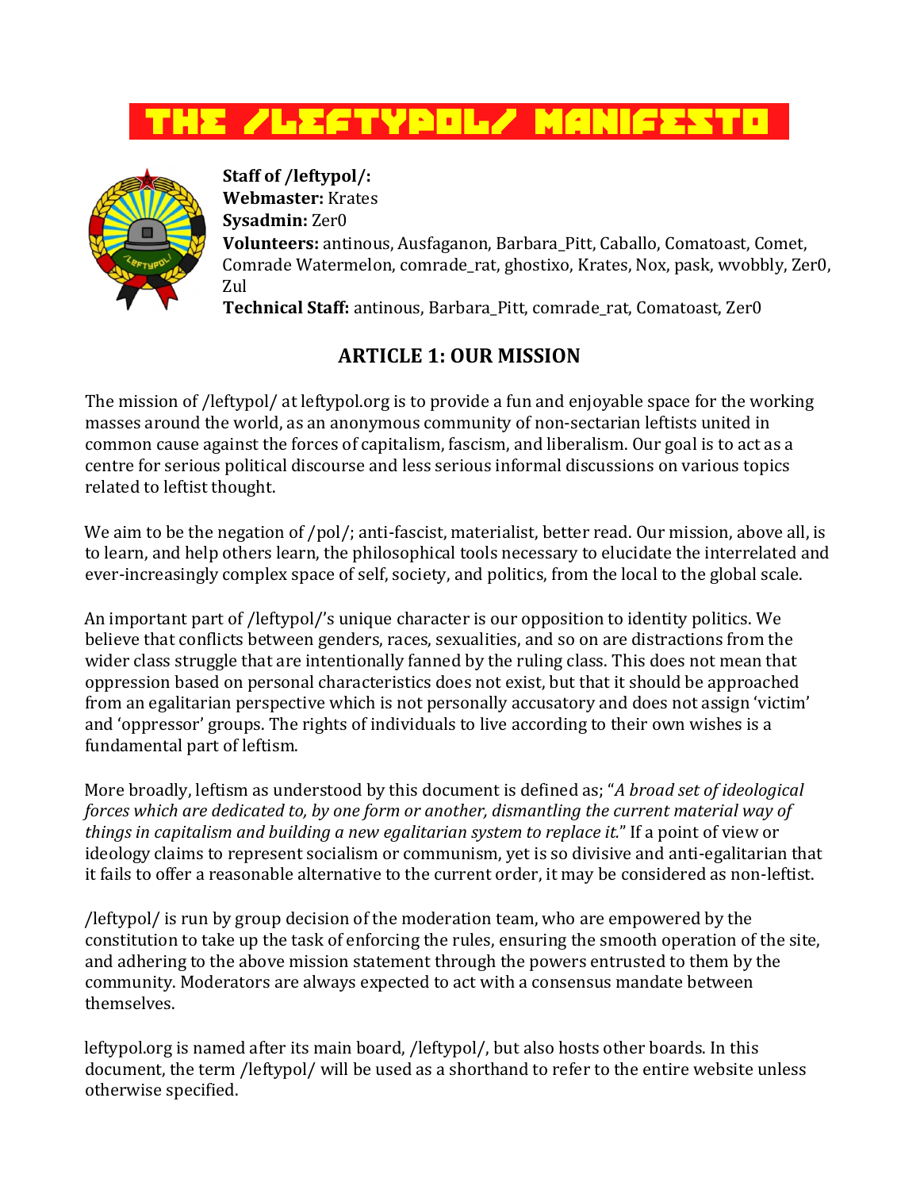# THE /LEFTYPOL/ MANIFESTO

**Staff of /leftypol/:**
**Webmaster:** Krates
**Sysadmin:** Zer0
**Volunteers:** antinous, Ausfaganon, Barbara_Pitt, Caballo, Comatoast, Comet, Comrade Watermelon, comrade_rat, ghostixo, Krates, Nox, pask, wvobbly, Zer0, Zul
**Technical Staff:** antinous, Barbara_Pitt, comrade_rat, Comatoast, Zer0

## ARTICLE 1: OUR MISSION

The mission of /leftypol/ at leftypol.org is to provide a fun and enjoyable space for the working masses around the world, as an anonymous community of non-sectarian leftists united in common cause against the forces of capitalism, fascism, and liberalism. Our goal is to act as a centre for serious political discourse and less serious informal discussions on various topics related to leftist thought.

We aim to be the negation of /pol/; anti-fascist, materialist, better read. Our mission, above all, is to learn, and help others learn, the philosophical tools necessary to elucidate the interrelated and ever-increasingly complex space of self, society, and politics, from the local to the global scale.

An important part of /leftypol/'s unique character is our opposition to identity politics. We believe that conflicts between genders, races, sexualities, and so on are distractions from the wider class struggle that are intentionally fanned by the ruling class. This does not mean that oppression based on personal characteristics does not exist, but that it should be approached from an egalitarian perspective which is not personally accusatory and does not assign 'victim' and 'oppressor' groups. The rights of individuals to live according to their own wishes is a fundamental part of leftism.

More broadly, leftism as understood by this document is defined as; "*A broad set of ideological forces which are dedicated to, by one form or another, dismantling the current material way of things in capitalism and building a new egalitarian system to replace it.*" If a point of view or ideology claims to represent socialism or communism, yet is so divisive and anti-egalitarian that it fails to offer a reasonable alternative to the current order, it may be considered as non-leftist.

/leftypol/ is run by group decision of the moderation team, who are empowered by the constitution to take up the task of enforcing the rules, ensuring the smooth operation of the site, and adhering to the above mission statement through the powers entrusted to them by the community. Moderators are always expected to act with a consensus mandate between themselves.

leftypol.org is named after its main board, /leftypol/, but also hosts other boards. In this document, the term /leftypol/ will be used as a shorthand to refer to the entire website unless otherwise specified.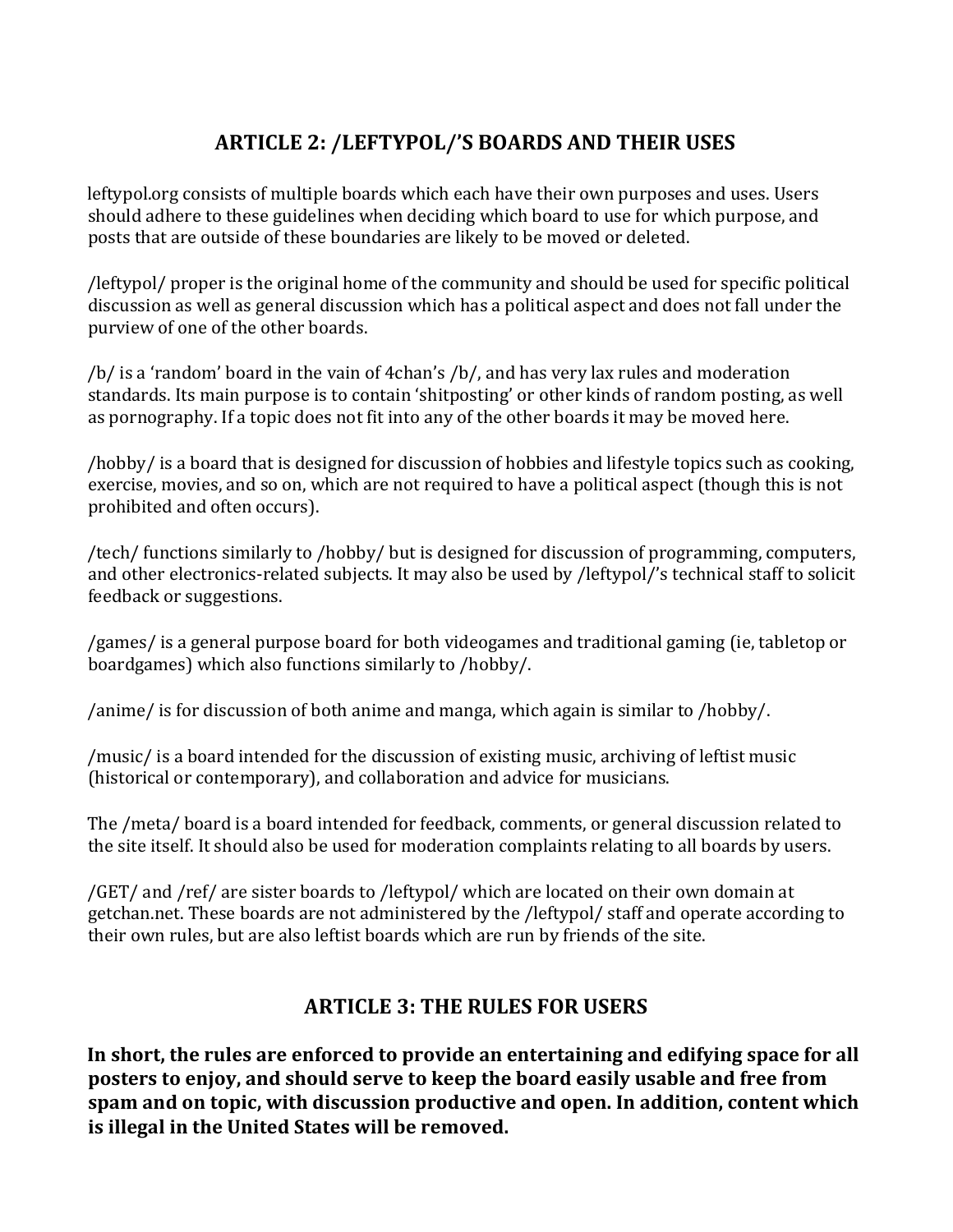## ARTICLE 2: /LEFTYPOL/'S BOARDS AND THEIR USES

leftypol.org consists of multiple boards which each have their own purposes and uses. Users should adhere to these guidelines when deciding which board to use for which purpose, and posts that are outside of these boundaries are likely to be moved or deleted.

/leftypol/ proper is the original home of the community and should be used for specific political discussion as well as general discussion which has a political aspect and does not fall under the purview of one of the other boards.

/b/ is a 'random' board in the vain of 4chan's /b/, and has very lax rules and moderation standards. Its main purpose is to contain 'shitposting' or other kinds of random posting, as well as pornography. If a topic does not fit into any of the other boards it may be moved here.

/hobby/ is a board that is designed for discussion of hobbies and lifestyle topics such as cooking, exercise, movies, and so on, which are not required to have a political aspect (though this is not prohibited and often occurs).

/tech/ functions similarly to /hobby/ but is designed for discussion of programming, computers, and other electronics-related subjects. It may also be used by /leftypol/'s technical staff to solicit feedback or suggestions.

/games/ is a general purpose board for both videogames and traditional gaming (ie, tabletop or boardgames) which also functions similarly to /hobby/.

/anime/ is for discussion of both anime and manga, which again is similar to /hobby/.

/music/ is a board intended for the discussion of existing music, archiving of leftist music (historical or contemporary), and collaboration and advice for musicians.

The /meta/ board is a board intended for feedback, comments, or general discussion related to the site itself. It should also be used for moderation complaints relating to all boards by users.

/GET/ and /ref/ are sister boards to /leftypol/ which are located on their own domain at getchan.net. These boards are not administered by the /leftypol/ staff and operate according to their own rules, but are also leftist boards which are run by friends of the site.

## ARTICLE 3: THE RULES FOR USERS

**In short, the rules are enforced to provide an entertaining and edifying space for all posters to enjoy, and should serve to keep the board easily usable and free from spam and on topic, with discussion productive and open. In addition, content which is illegal in the United States will be removed.**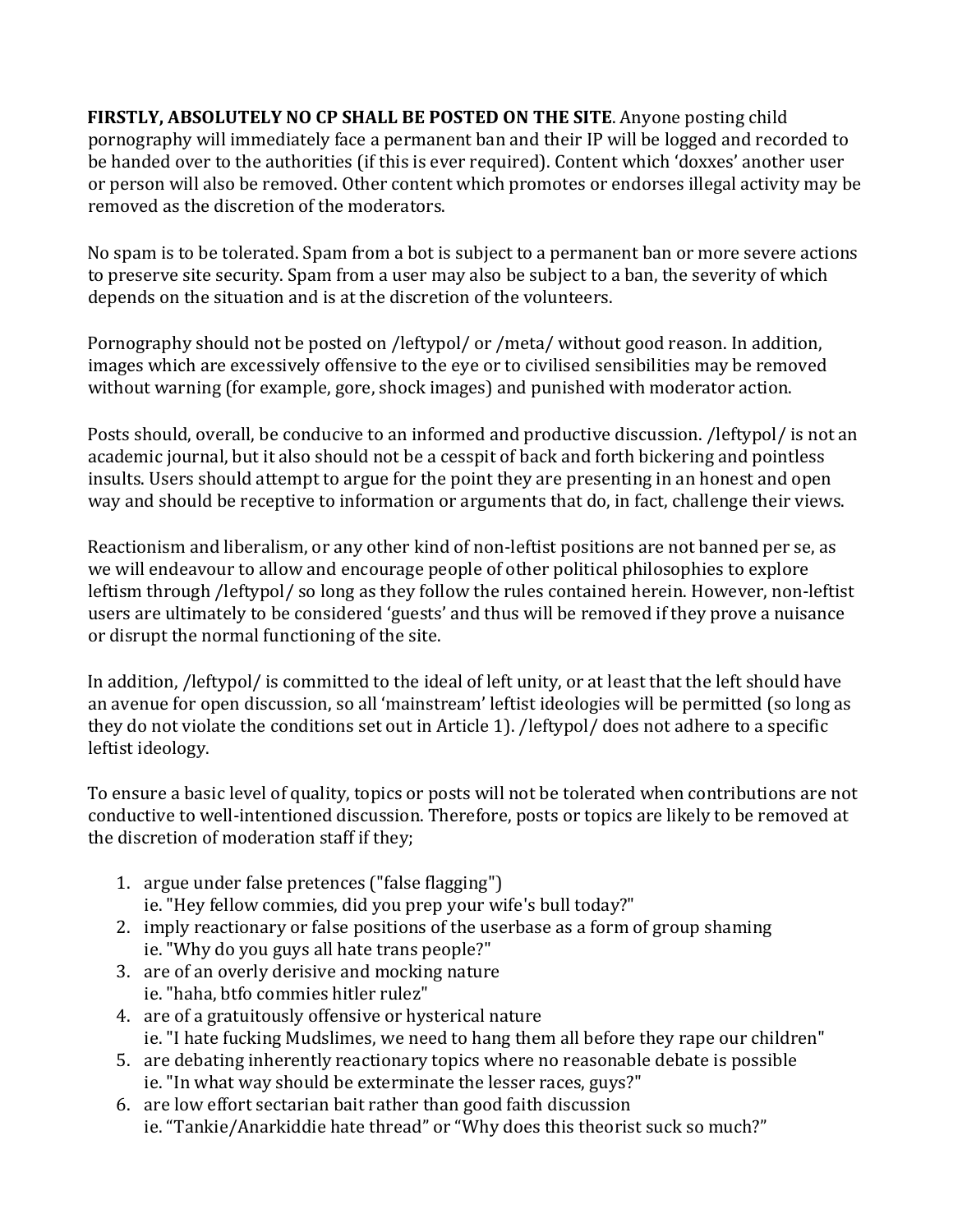**FIRSTLY, ABSOLUTELY NO CP SHALL BE POSTED ON THE SITE**. Anyone posting child pornography will immediately face a permanent ban and their IP will be logged and recorded to be handed over to the authorities (if this is ever required). Content which 'doxxes' another user or person will also be removed. Other content which promotes or endorses illegal activity may be removed as the discretion of the moderators.

No spam is to be tolerated. Spam from a bot is subject to a permanent ban or more severe actions to preserve site security. Spam from a user may also be subject to a ban, the severity of which depends on the situation and is at the discretion of the volunteers.

Pornography should not be posted on /leftypol/ or /meta/ without good reason. In addition, images which are excessively offensive to the eye or to civilised sensibilities may be removed without warning (for example, gore, shock images) and punished with moderator action.

Posts should, overall, be conducive to an informed and productive discussion. /leftypol/ is not an academic journal, but it also should not be a cesspit of back and forth bickering and pointless insults. Users should attempt to argue for the point they are presenting in an honest and open way and should be receptive to information or arguments that do, in fact, challenge their views.

Reactionism and liberalism, or any other kind of non-leftist positions are not banned per se, as we will endeavour to allow and encourage people of other political philosophies to explore leftism through /leftypol/ so long as they follow the rules contained herein. However, non-leftist users are ultimately to be considered 'guests' and thus will be removed if they prove a nuisance or disrupt the normal functioning of the site.

In addition, /leftypol/ is committed to the ideal of left unity, or at least that the left should have an avenue for open discussion, so all 'mainstream' leftist ideologies will be permitted (so long as they do not violate the conditions set out in Article 1). /leftypol/ does not adhere to a specific leftist ideology.

To ensure a basic level of quality, topics or posts will not be tolerated when contributions are not conductive to well-intentioned discussion. Therefore, posts or topics are likely to be removed at the discretion of moderation staff if they;

1. argue under false pretences ("false flagging")
   ie. "Hey fellow commies, did you prep your wife's bull today?"
2. imply reactionary or false positions of the userbase as a form of group shaming
   ie. "Why do you guys all hate trans people?"
3. are of an overly derisive and mocking nature
   ie. "haha, btfo commies hitler rulez"
4. are of a gratuitously offensive or hysterical nature
   ie. "I hate fucking Mudslimes, we need to hang them all before they rape our children"
5. are debating inherently reactionary topics where no reasonable debate is possible
   ie. "In what way should be exterminate the lesser races, guys?"
6. are low effort sectarian bait rather than good faith discussion
   ie. "Tankie/Anarkiddie hate thread" or "Why does this theorist suck so much?"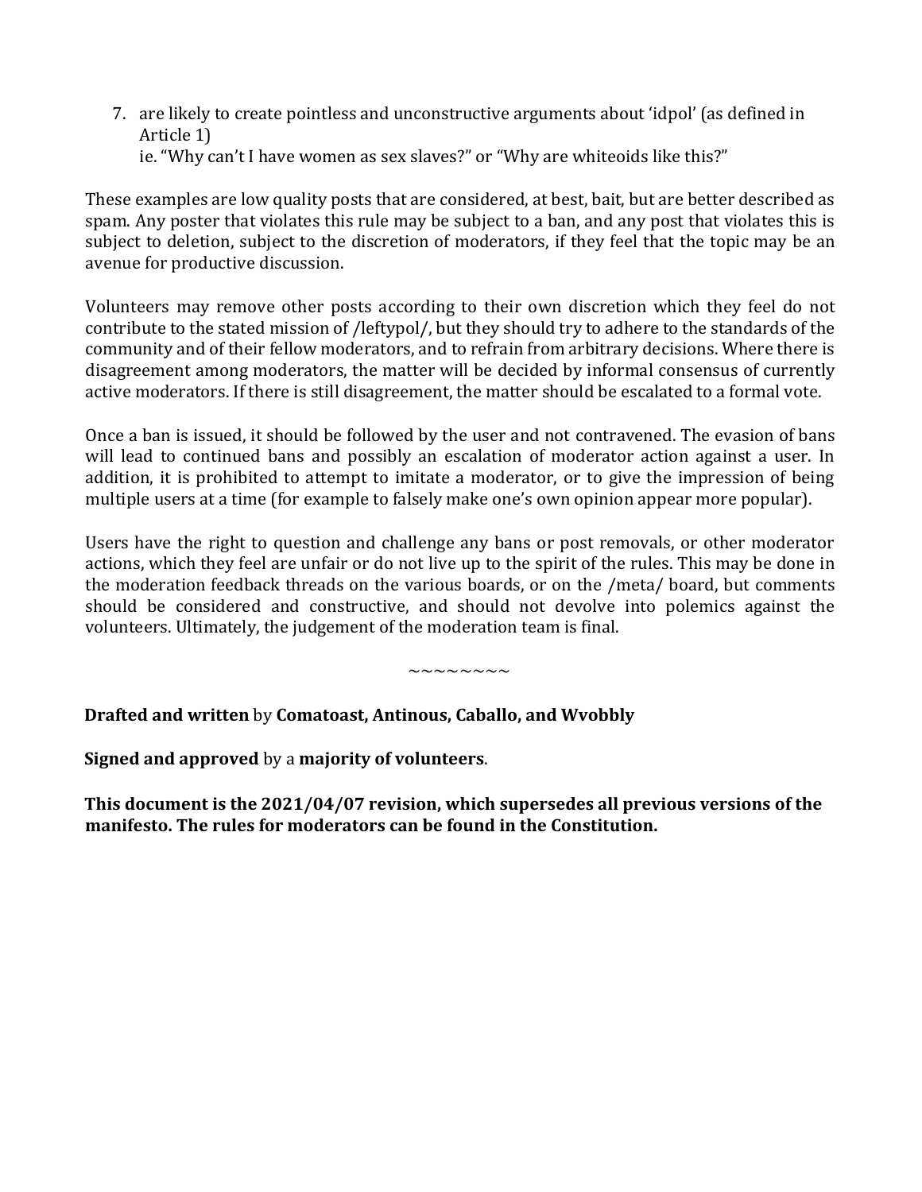7. are likely to create pointless and unconstructive arguments about 'idpol' (as defined in Article 1)  
   ie. "Why can't I have women as sex slaves?" or "Why are whiteoids like this?"

These examples are low quality posts that are considered, at best, bait, but are better described as spam. Any poster that violates this rule may be subject to a ban, and any post that violates this is subject to deletion, subject to the discretion of moderators, if they feel that the topic may be an avenue for productive discussion.

Volunteers may remove other posts according to their own discretion which they feel do not contribute to the stated mission of /leftypol/, but they should try to adhere to the standards of the community and of their fellow moderators, and to refrain from arbitrary decisions. Where there is disagreement among moderators, the matter will be decided by informal consensus of currently active moderators. If there is still disagreement, the matter should be escalated to a formal vote.

Once a ban is issued, it should be followed by the user and not contravened. The evasion of bans will lead to continued bans and possibly an escalation of moderator action against a user. In addition, it is prohibited to attempt to imitate a moderator, or to give the impression of being multiple users at a time (for example to falsely make one's own opinion appear more popular).

Users have the right to question and challenge any bans or post removals, or other moderator actions, which they feel are unfair or do not live up to the spirit of the rules. This may be done in the moderation feedback threads on the various boards, or on the /meta/ board, but comments should be considered and constructive, and should not devolve into polemics against the volunteers. Ultimately, the judgement of the moderation team is final.

~~~~~~~~

**Drafted and written** by **Comatoast, Antinous, Caballo, and Wvobbly**

**Signed and approved** by a **majority of volunteers**.

**This document is the 2021/04/07 revision, which supersedes all previous versions of the manifesto. The rules for moderators can be found in the Constitution.**